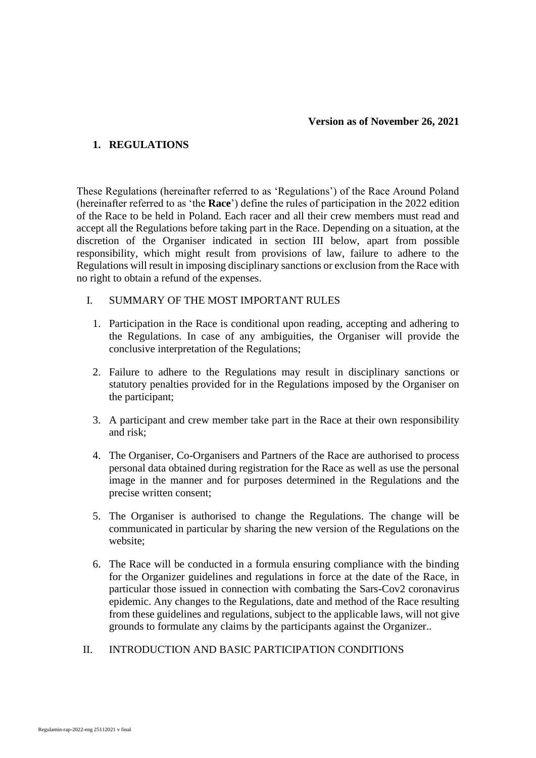**Version as of November 26, 2021**

# 1. REGULATIONS

These Regulations (hereinafter referred to as 'Regulations') of the Race Around Poland (hereinafter referred to as 'the **Race**') define the rules of participation in the 2022 edition of the Race to be held in Poland. Each racer and all their crew members must read and accept all the Regulations before taking part in the Race. Depending on a situation, at the discretion of the Organiser indicated in section III below, apart from possible responsibility, which might result from provisions of law, failure to adhere to the Regulations will result in imposing disciplinary sanctions or exclusion from the Race with no right to obtain a refund of the expenses.

## I. SUMMARY OF THE MOST IMPORTANT RULES

1. Participation in the Race is conditional upon reading, accepting and adhering to the Regulations. In case of any ambiguities, the Organiser will provide the conclusive interpretation of the Regulations;
2. Failure to adhere to the Regulations may result in disciplinary sanctions or statutory penalties provided for in the Regulations imposed by the Organiser on the participant;
3. A participant and crew member take part in the Race at their own responsibility and risk;
4. The Organiser, Co-Organisers and Partners of the Race are authorised to process personal data obtained during registration for the Race as well as use the personal image in the manner and for purposes determined in the Regulations and the precise written consent;
5. The Organiser is authorised to change the Regulations. The change will be communicated in particular by sharing the new version of the Regulations on the website;
6. The Race will be conducted in a formula ensuring compliance with the binding for the Organizer guidelines and regulations in force at the date of the Race, in particular those issued in connection with combating the Sars-Cov2 coronavirus epidemic. Any changes to the Regulations, date and method of the Race resulting from these guidelines and regulations, subject to the applicable laws, will not give grounds to formulate any claims by the participants against the Organizer..

## II. INTRODUCTION AND BASIC PARTICIPATION CONDITIONS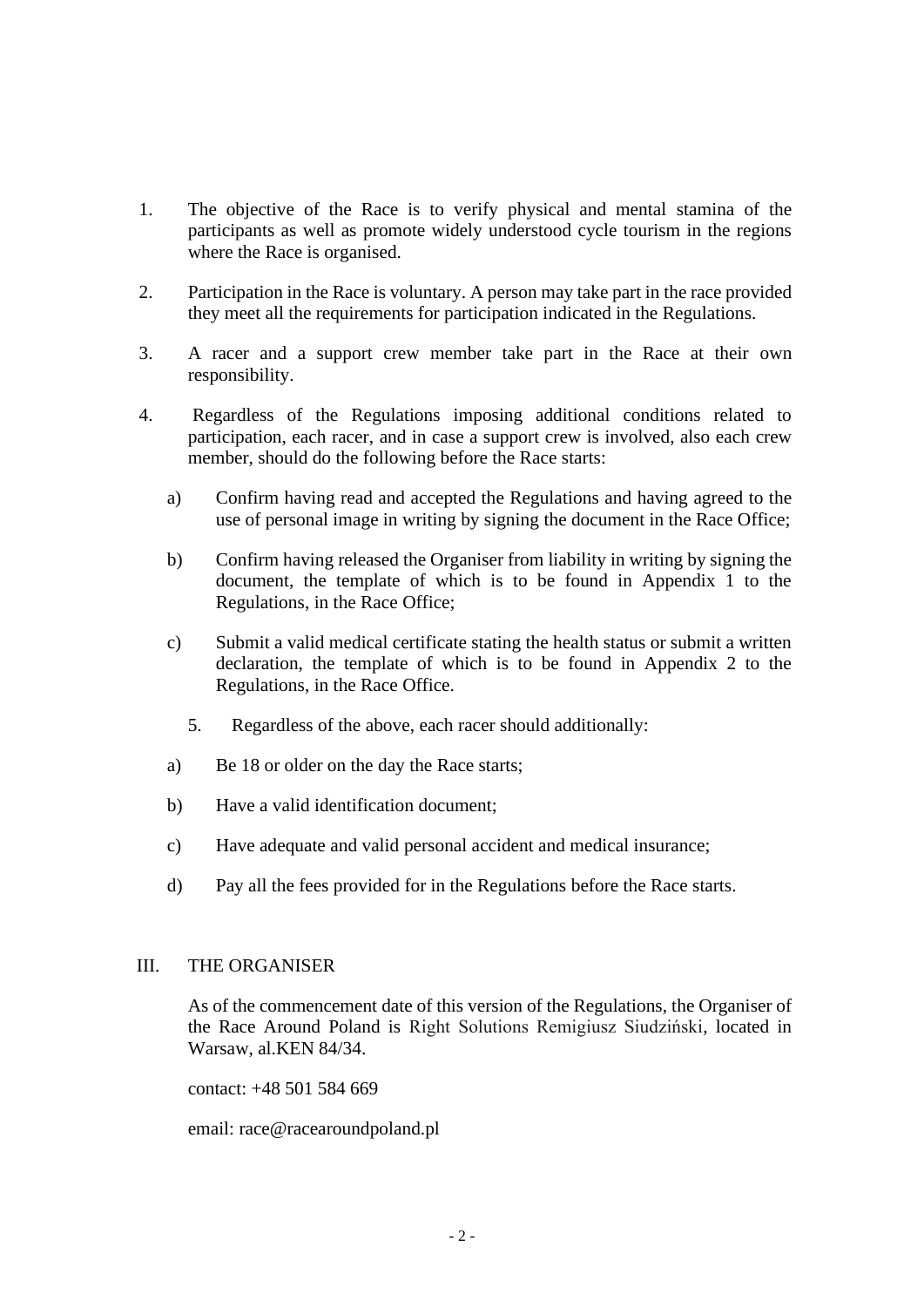1. The objective of the Race is to verify physical and mental stamina of the participants as well as promote widely understood cycle tourism in the regions where the Race is organised.

2. Participation in the Race is voluntary. A person may take part in the race provided they meet all the requirements for participation indicated in the Regulations.

3. A racer and a support crew member take part in the Race at their own responsibility.

4. Regardless of the Regulations imposing additional conditions related to participation, each racer, and in case a support crew is involved, also each crew member, should do the following before the Race starts:

   a) Confirm having read and accepted the Regulations and having agreed to the use of personal image in writing by signing the document in the Race Office;

   b) Confirm having released the Organiser from liability in writing by signing the document, the template of which is to be found in Appendix 1 to the Regulations, in the Race Office;

   c) Submit a valid medical certificate stating the health status or submit a written declaration, the template of which is to be found in Appendix 2 to the Regulations, in the Race Office.

5. Regardless of the above, each racer should additionally:

   a) Be 18 or older on the day the Race starts;

   b) Have a valid identification document;

   c) Have adequate and valid personal accident and medical insurance;

   d) Pay all the fees provided for in the Regulations before the Race starts.

## III. THE ORGANISER

As of the commencement date of this version of the Regulations, the Organiser of the Race Around Poland is Right Solutions Remigiusz Siudziński, located in Warsaw, al.KEN 84/34.

contact: +48 501 584 669

email: race@racearoundpoland.pl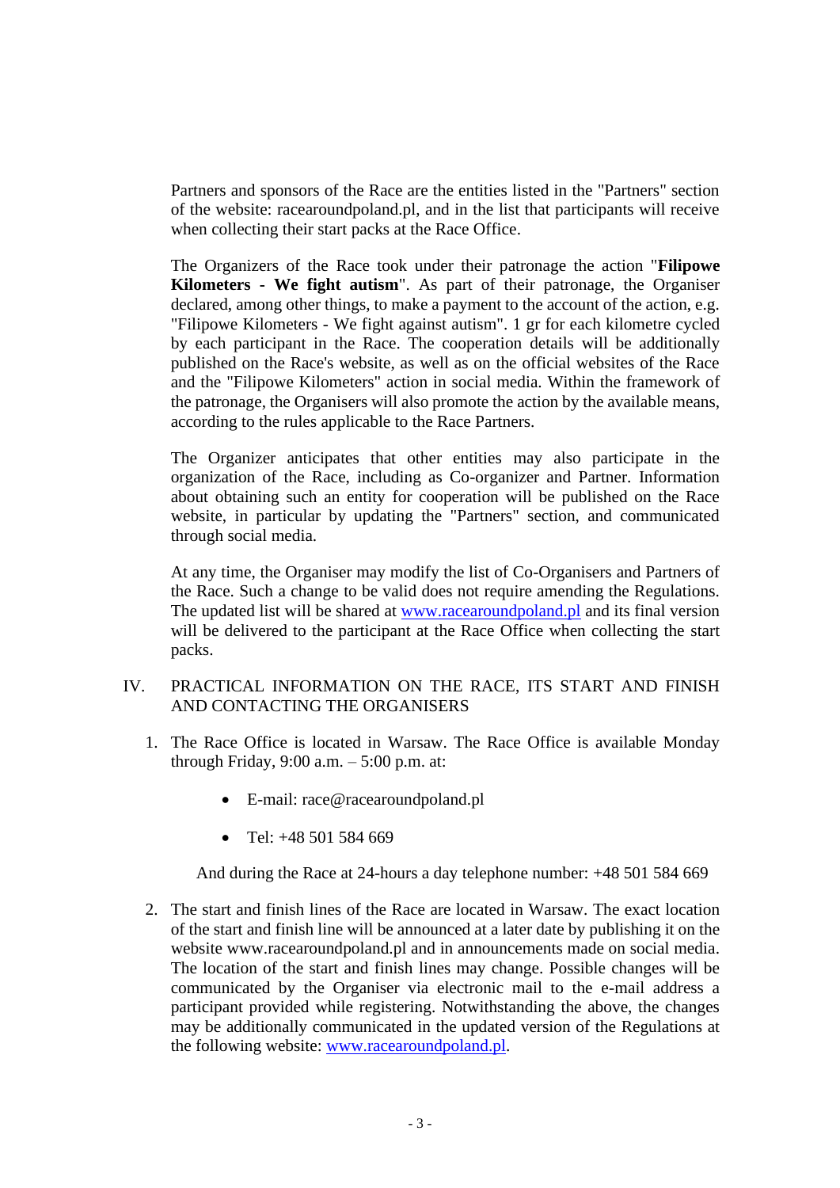Partners and sponsors of the Race are the entities listed in the "Partners" section of the website: racearoundpoland.pl, and in the list that participants will receive when collecting their start packs at the Race Office.

The Organizers of the Race took under their patronage the action "**Filipowe Kilometers - We fight autism**". As part of their patronage, the Organiser declared, among other things, to make a payment to the account of the action, e.g. "Filipowe Kilometers - We fight against autism". 1 gr for each kilometre cycled by each participant in the Race. The cooperation details will be additionally published on the Race's website, as well as on the official websites of the Race and the "Filipowe Kilometers" action in social media. Within the framework of the patronage, the Organisers will also promote the action by the available means, according to the rules applicable to the Race Partners.

The Organizer anticipates that other entities may also participate in the organization of the Race, including as Co-organizer and Partner. Information about obtaining such an entity for cooperation will be published on the Race website, in particular by updating the "Partners" section, and communicated through social media.

At any time, the Organiser may modify the list of Co-Organisers and Partners of the Race. Such a change to be valid does not require amending the Regulations. The updated list will be shared at [www.racearoundpoland.pl](www.racearoundpoland.pl) and its final version will be delivered to the participant at the Race Office when collecting the start packs.

## IV. PRACTICAL INFORMATION ON THE RACE, ITS START AND FINISH AND CONTACTING THE ORGANISERS

1. The Race Office is located in Warsaw. The Race Office is available Monday through Friday, 9:00 a.m. – 5:00 p.m. at:

   - E-mail: race@racearoundpoland.pl
   - Tel: +48 501 584 669

   And during the Race at 24-hours a day telephone number: +48 501 584 669

2. The start and finish lines of the Race are located in Warsaw. The exact location of the start and finish line will be announced at a later date by publishing it on the website www.racearoundpoland.pl and in announcements made on social media. The location of the start and finish lines may change. Possible changes will be communicated by the Organiser via electronic mail to the e-mail address a participant provided while registering. Notwithstanding the above, the changes may be additionally communicated in the updated version of the Regulations at the following website: [www.racearoundpoland.pl](www.racearoundpoland.pl).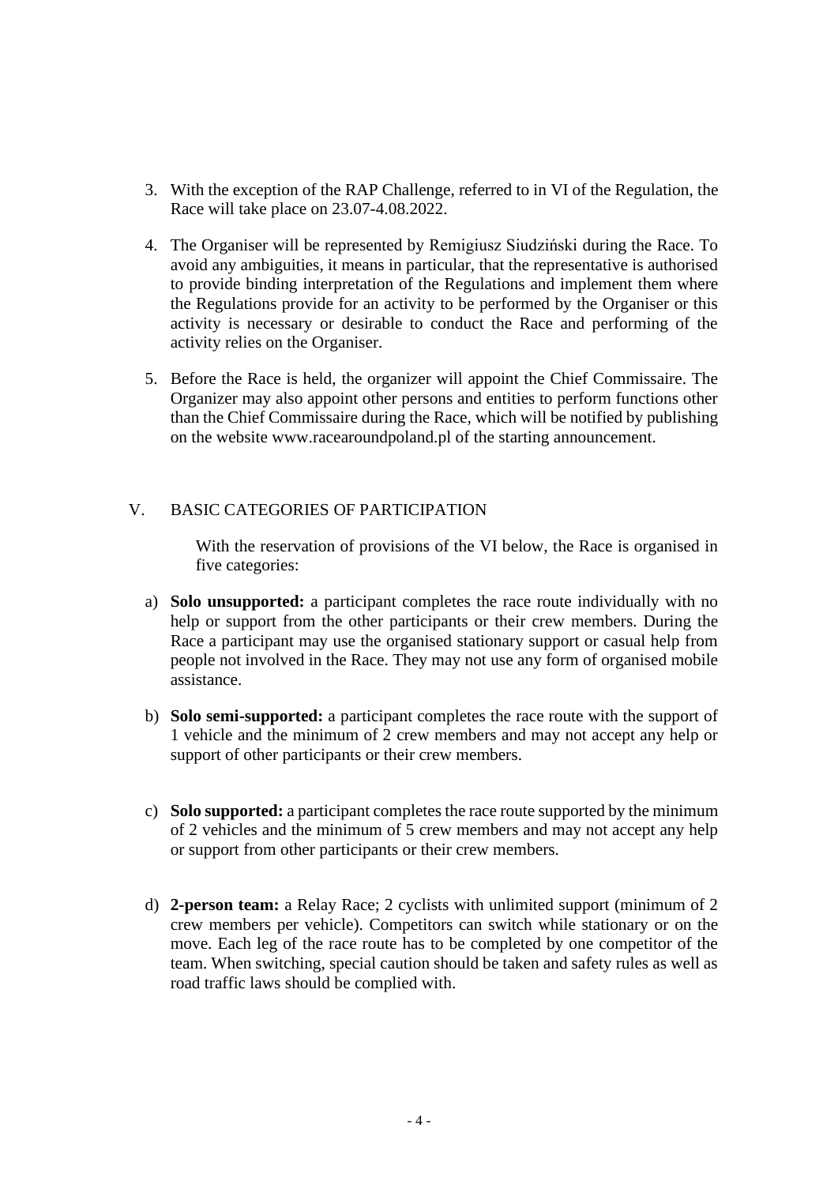3. With the exception of the RAP Challenge, referred to in VI of the Regulation, the Race will take place on 23.07-4.08.2022.

4. The Organiser will be represented by Remigiusz Siudziński during the Race. To avoid any ambiguities, it means in particular, that the representative is authorised to provide binding interpretation of the Regulations and implement them where the Regulations provide for an activity to be performed by the Organiser or this activity is necessary or desirable to conduct the Race and performing of the activity relies on the Organiser.

5. Before the Race is held, the organizer will appoint the Chief Commissaire. The Organizer may also appoint other persons and entities to perform functions other than the Chief Commissaire during the Race, which will be notified by publishing on the website www.racearoundpoland.pl of the starting announcement.

## V. BASIC CATEGORIES OF PARTICIPATION

With the reservation of provisions of the VI below, the Race is organised in five categories:

a) **Solo unsupported:** a participant completes the race route individually with no help or support from the other participants or their crew members. During the Race a participant may use the organised stationary support or casual help from people not involved in the Race. They may not use any form of organised mobile assistance.

b) **Solo semi-supported:** a participant completes the race route with the support of 1 vehicle and the minimum of 2 crew members and may not accept any help or support of other participants or their crew members.

c) **Solo supported:** a participant completes the race route supported by the minimum of 2 vehicles and the minimum of 5 crew members and may not accept any help or support from other participants or their crew members.

d) **2-person team:** a Relay Race; 2 cyclists with unlimited support (minimum of 2 crew members per vehicle). Competitors can switch while stationary or on the move. Each leg of the race route has to be completed by one competitor of the team. When switching, special caution should be taken and safety rules as well as road traffic laws should be complied with.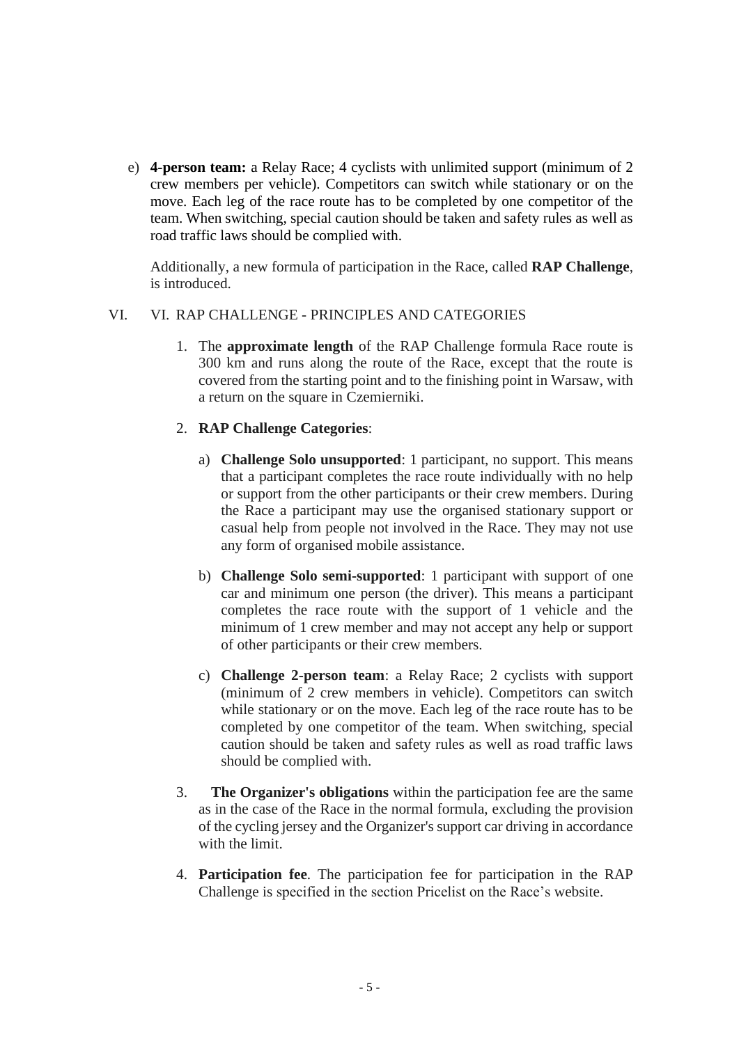e) **4-person team:** a Relay Race; 4 cyclists with unlimited support (minimum of 2 crew members per vehicle). Competitors can switch while stationary or on the move. Each leg of the race route has to be completed by one competitor of the team. When switching, special caution should be taken and safety rules as well as road traffic laws should be complied with.

Additionally, a new formula of participation in the Race, called **RAP Challenge**, is introduced.

## VI. VI. RAP CHALLENGE - PRINCIPLES AND CATEGORIES

1. The **approximate length** of the RAP Challenge formula Race route is 300 km and runs along the route of the Race, except that the route is covered from the starting point and to the finishing point in Warsaw, with a return on the square in Czemierniki.

2. **RAP Challenge Categories**:

   a) **Challenge Solo unsupported**: 1 participant, no support. This means that a participant completes the race route individually with no help or support from the other participants or their crew members. During the Race a participant may use the organised stationary support or casual help from people not involved in the Race. They may not use any form of organised mobile assistance.

   b) **Challenge Solo semi-supported**: 1 participant with support of one car and minimum one person (the driver). This means a participant completes the race route with the support of 1 vehicle and the minimum of 1 crew member and may not accept any help or support of other participants or their crew members.

   c) **Challenge 2-person team**: a Relay Race; 2 cyclists with support (minimum of 2 crew members in vehicle). Competitors can switch while stationary or on the move. Each leg of the race route has to be completed by one competitor of the team. When switching, special caution should be taken and safety rules as well as road traffic laws should be complied with.

3. **The Organizer's obligations** within the participation fee are the same as in the case of the Race in the normal formula, excluding the provision of the cycling jersey and the Organizer's support car driving in accordance with the limit.

4. **Participation fee**. The participation fee for participation in the RAP Challenge is specified in the section Pricelist on the Race's website.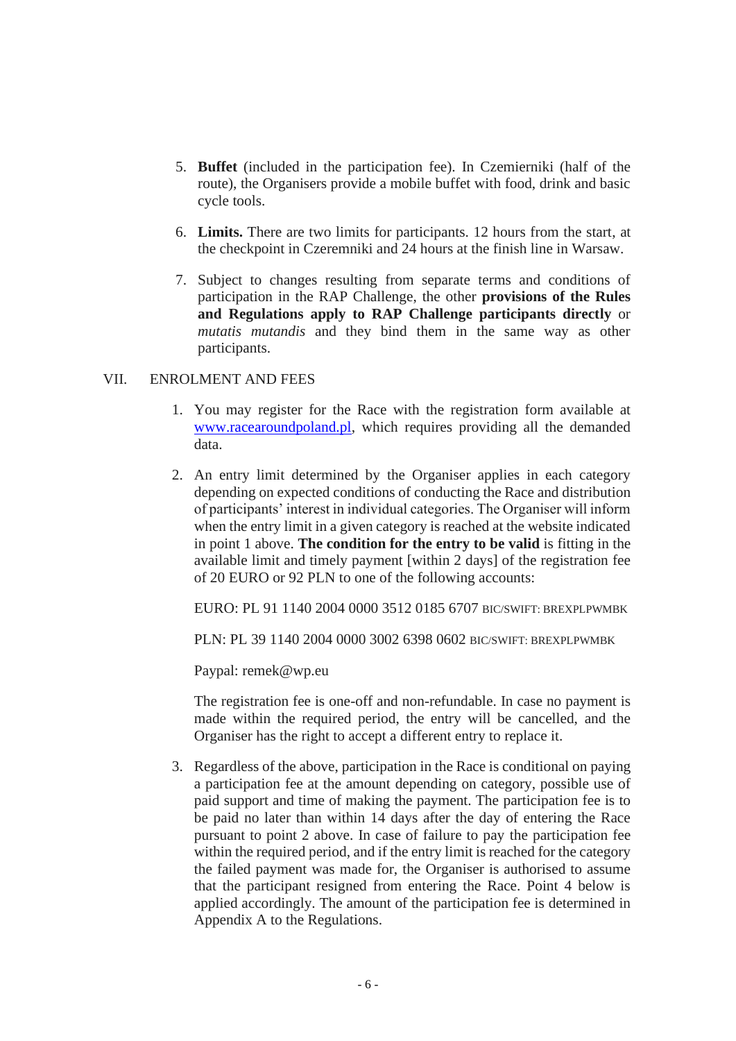5. **Buffet** (included in the participation fee). In Czemierniki (half of the route), the Organisers provide a mobile buffet with food, drink and basic cycle tools.

6. **Limits.** There are two limits for participants. 12 hours from the start, at the checkpoint in Czeremniki and 24 hours at the finish line in Warsaw.

7. Subject to changes resulting from separate terms and conditions of participation in the RAP Challenge, the other **provisions of the Rules and Regulations apply to RAP Challenge participants directly** or *mutatis mutandis* and they bind them in the same way as other participants.

## VII. ENROLMENT AND FEES

1. You may register for the Race with the registration form available at [www.racearoundpoland.pl](http://www.racearoundpoland.pl), which requires providing all the demanded data.

2. An entry limit determined by the Organiser applies in each category depending on expected conditions of conducting the Race and distribution of participants' interest in individual categories. The Organiser will inform when the entry limit in a given category is reached at the website indicated in point 1 above. **The condition for the entry to be valid** is fitting in the available limit and timely payment [within 2 days] of the registration fee of 20 EURO or 92 PLN to one of the following accounts:

   EURO: PL 91 1140 2004 0000 3512 0185 6707 BIC/SWIFT: BREXPLPWMBK

   PLN: PL 39 1140 2004 0000 3002 6398 0602 BIC/SWIFT: BREXPLPWMBK

   Paypal: remek@wp.eu

   The registration fee is one-off and non-refundable. In case no payment is made within the required period, the entry will be cancelled, and the Organiser has the right to accept a different entry to replace it.

3. Regardless of the above, participation in the Race is conditional on paying a participation fee at the amount depending on category, possible use of paid support and time of making the payment. The participation fee is to be paid no later than within 14 days after the day of entering the Race pursuant to point 2 above. In case of failure to pay the participation fee within the required period, and if the entry limit is reached for the category the failed payment was made for, the Organiser is authorised to assume that the participant resigned from entering the Race. Point 4 below is applied accordingly. The amount of the participation fee is determined in Appendix A to the Regulations.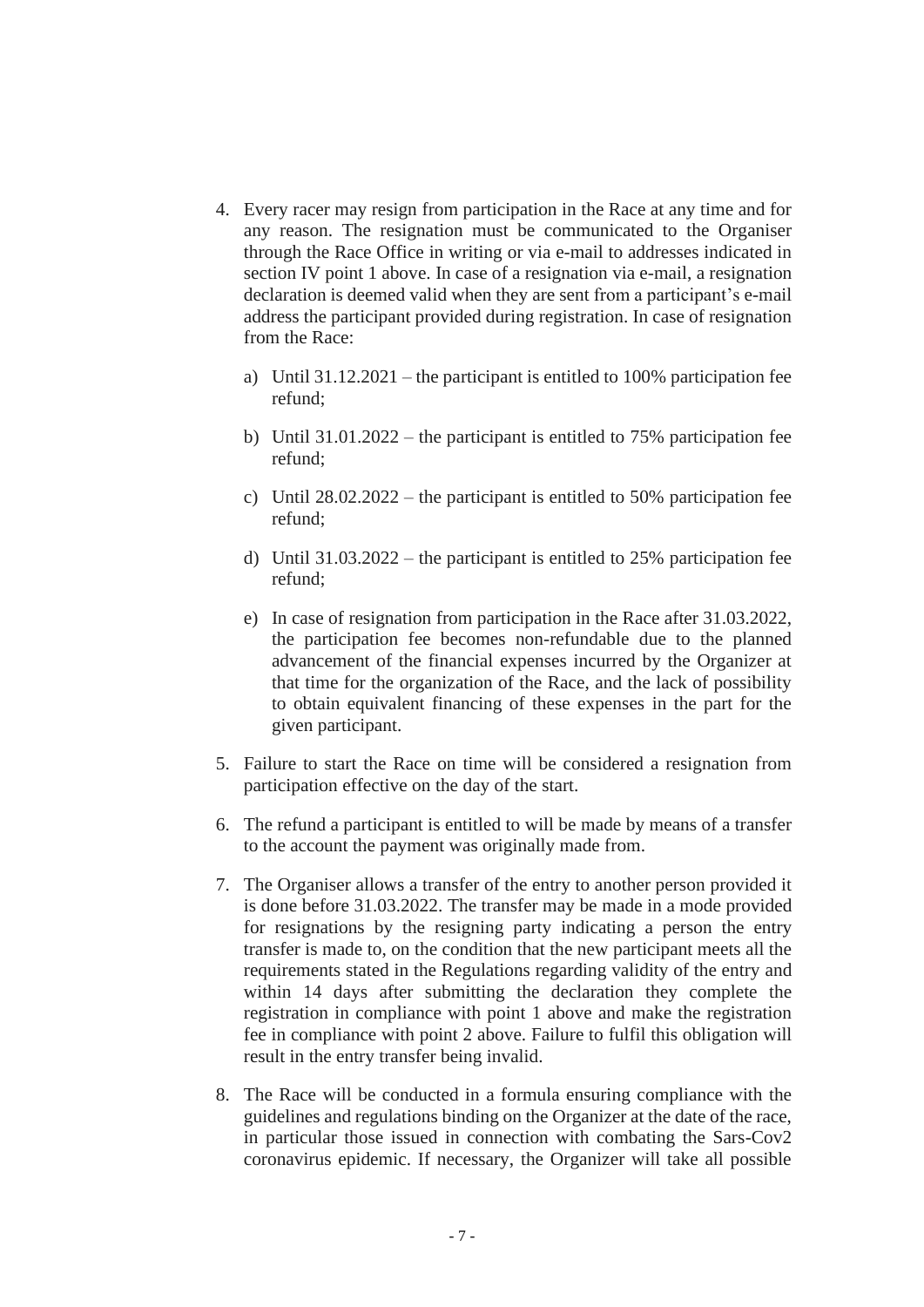4. Every racer may resign from participation in the Race at any time and for any reason. The resignation must be communicated to the Organiser through the Race Office in writing or via e-mail to addresses indicated in section IV point 1 above. In case of a resignation via e-mail, a resignation declaration is deemed valid when they are sent from a participant's e-mail address the participant provided during registration. In case of resignation from the Race:

   a) Until 31.12.2021 – the participant is entitled to 100% participation fee refund;

   b) Until 31.01.2022 – the participant is entitled to 75% participation fee refund;

   c) Until 28.02.2022 – the participant is entitled to 50% participation fee refund;

   d) Until 31.03.2022 – the participant is entitled to 25% participation fee refund;

   e) In case of resignation from participation in the Race after 31.03.2022, the participation fee becomes non-refundable due to the planned advancement of the financial expenses incurred by the Organizer at that time for the organization of the Race, and the lack of possibility to obtain equivalent financing of these expenses in the part for the given participant.

5. Failure to start the Race on time will be considered a resignation from participation effective on the day of the start.

6. The refund a participant is entitled to will be made by means of a transfer to the account the payment was originally made from.

7. The Organiser allows a transfer of the entry to another person provided it is done before 31.03.2022. The transfer may be made in a mode provided for resignations by the resigning party indicating a person the entry transfer is made to, on the condition that the new participant meets all the requirements stated in the Regulations regarding validity of the entry and within 14 days after submitting the declaration they complete the registration in compliance with point 1 above and make the registration fee in compliance with point 2 above. Failure to fulfil this obligation will result in the entry transfer being invalid.

8. The Race will be conducted in a formula ensuring compliance with the guidelines and regulations binding on the Organizer at the date of the race, in particular those issued in connection with combating the Sars-Cov2 coronavirus epidemic. If necessary, the Organizer will take all possible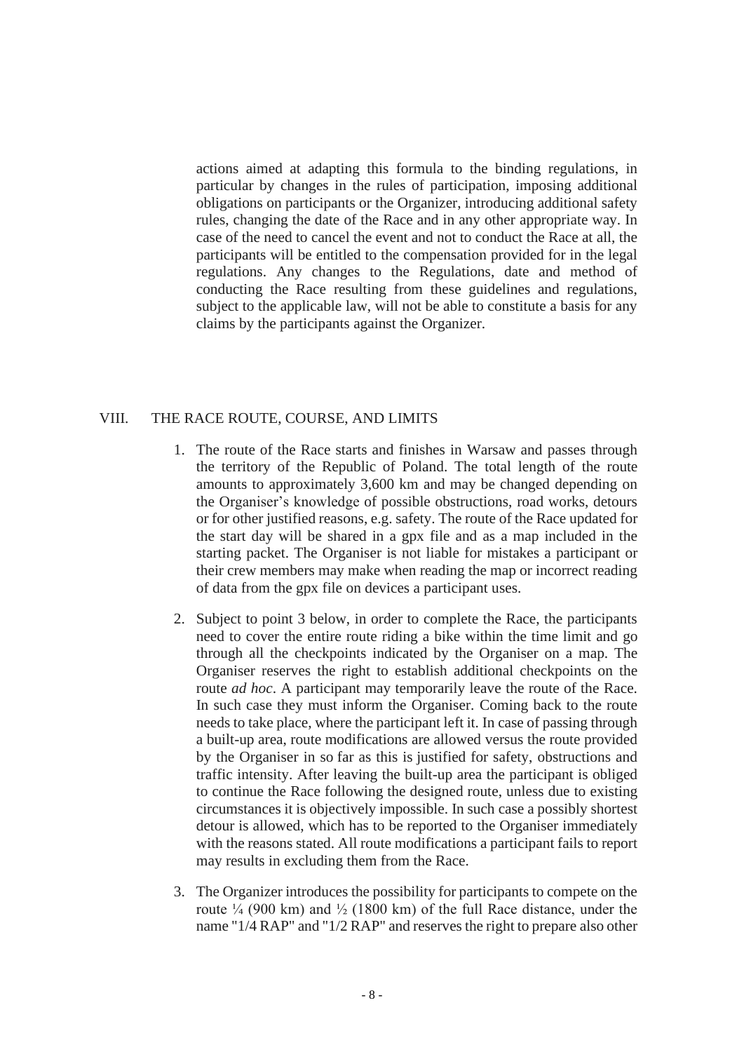actions aimed at adapting this formula to the binding regulations, in particular by changes in the rules of participation, imposing additional obligations on participants or the Organizer, introducing additional safety rules, changing the date of the Race and in any other appropriate way. In case of the need to cancel the event and not to conduct the Race at all, the participants will be entitled to the compensation provided for in the legal regulations. Any changes to the Regulations, date and method of conducting the Race resulting from these guidelines and regulations, subject to the applicable law, will not be able to constitute a basis for any claims by the participants against the Organizer.

## VIII. THE RACE ROUTE, COURSE, AND LIMITS

1. The route of the Race starts and finishes in Warsaw and passes through the territory of the Republic of Poland. The total length of the route amounts to approximately 3,600 km and may be changed depending on the Organiser's knowledge of possible obstructions, road works, detours or for other justified reasons, e.g. safety. The route of the Race updated for the start day will be shared in a gpx file and as a map included in the starting packet. The Organiser is not liable for mistakes a participant or their crew members may make when reading the map or incorrect reading of data from the gpx file on devices a participant uses.
2. Subject to point 3 below, in order to complete the Race, the participants need to cover the entire route riding a bike within the time limit and go through all the checkpoints indicated by the Organiser on a map. The Organiser reserves the right to establish additional checkpoints on the route *ad hoc*. A participant may temporarily leave the route of the Race. In such case they must inform the Organiser. Coming back to the route needs to take place, where the participant left it. In case of passing through a built-up area, route modifications are allowed versus the route provided by the Organiser in so far as this is justified for safety, obstructions and traffic intensity. After leaving the built-up area the participant is obliged to continue the Race following the designed route, unless due to existing circumstances it is objectively impossible. In such case a possibly shortest detour is allowed, which has to be reported to the Organiser immediately with the reasons stated. All route modifications a participant fails to report may results in excluding them from the Race.
3. The Organizer introduces the possibility for participants to compete on the route ¼ (900 km) and ½ (1800 km) of the full Race distance, under the name "1/4 RAP" and "1/2 RAP" and reserves the right to prepare also other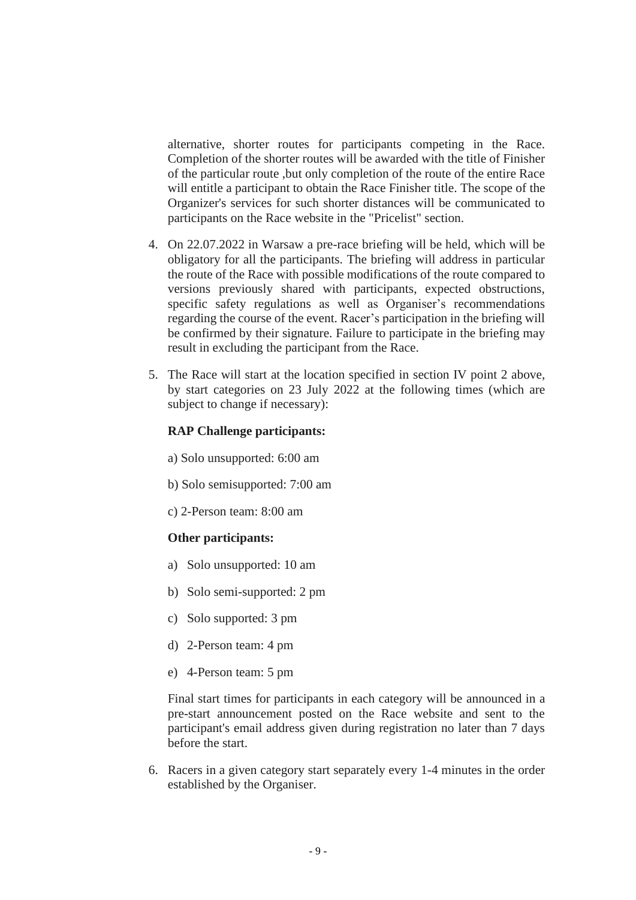alternative, shorter routes for participants competing in the Race. Completion of the shorter routes will be awarded with the title of Finisher of the particular route ,but only completion of the route of the entire Race will entitle a participant to obtain the Race Finisher title. The scope of the Organizer's services for such shorter distances will be communicated to participants on the Race website in the "Pricelist" section.

4. On 22.07.2022 in Warsaw a pre-race briefing will be held, which will be obligatory for all the participants. The briefing will address in particular the route of the Race with possible modifications of the route compared to versions previously shared with participants, expected obstructions, specific safety regulations as well as Organiser's recommendations regarding the course of the event. Racer's participation in the briefing will be confirmed by their signature. Failure to participate in the briefing may result in excluding the participant from the Race.

5. The Race will start at the location specified in section IV point 2 above, by start categories on 23 July 2022 at the following times (which are subject to change if necessary):

   **RAP Challenge participants:**

   a) Solo unsupported: 6:00 am

   b) Solo semisupported: 7:00 am

   c) 2-Person team: 8:00 am

   **Other participants:**

   a) Solo unsupported: 10 am

   b) Solo semi-supported: 2 pm

   c) Solo supported: 3 pm

   d) 2-Person team: 4 pm

   e) 4-Person team: 5 pm

   Final start times for participants in each category will be announced in a pre-start announcement posted on the Race website and sent to the participant's email address given during registration no later than 7 days before the start.

6. Racers in a given category start separately every 1-4 minutes in the order established by the Organiser.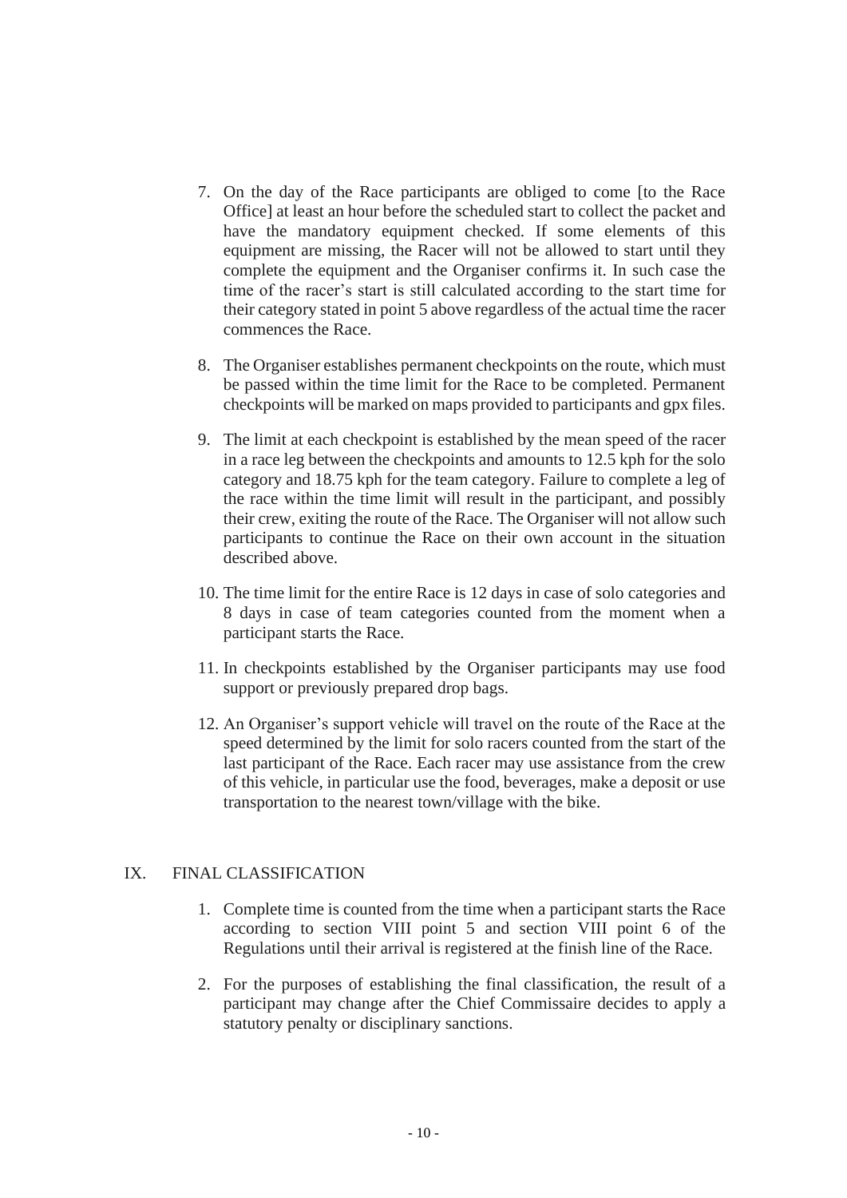7. On the day of the Race participants are obliged to come [to the Race Office] at least an hour before the scheduled start to collect the packet and have the mandatory equipment checked. If some elements of this equipment are missing, the Racer will not be allowed to start until they complete the equipment and the Organiser confirms it. In such case the time of the racer's start is still calculated according to the start time for their category stated in point 5 above regardless of the actual time the racer commences the Race.

8. The Organiser establishes permanent checkpoints on the route, which must be passed within the time limit for the Race to be completed. Permanent checkpoints will be marked on maps provided to participants and gpx files.

9. The limit at each checkpoint is established by the mean speed of the racer in a race leg between the checkpoints and amounts to 12.5 kph for the solo category and 18.75 kph for the team category. Failure to complete a leg of the race within the time limit will result in the participant, and possibly their crew, exiting the route of the Race. The Organiser will not allow such participants to continue the Race on their own account in the situation described above.

10. The time limit for the entire Race is 12 days in case of solo categories and 8 days in case of team categories counted from the moment when a participant starts the Race.

11. In checkpoints established by the Organiser participants may use food support or previously prepared drop bags.

12. An Organiser's support vehicle will travel on the route of the Race at the speed determined by the limit for solo racers counted from the start of the last participant of the Race. Each racer may use assistance from the crew of this vehicle, in particular use the food, beverages, make a deposit or use transportation to the nearest town/village with the bike.

## IX. FINAL CLASSIFICATION

1. Complete time is counted from the time when a participant starts the Race according to section VIII point 5 and section VIII point 6 of the Regulations until their arrival is registered at the finish line of the Race.

2. For the purposes of establishing the final classification, the result of a participant may change after the Chief Commissaire decides to apply a statutory penalty or disciplinary sanctions.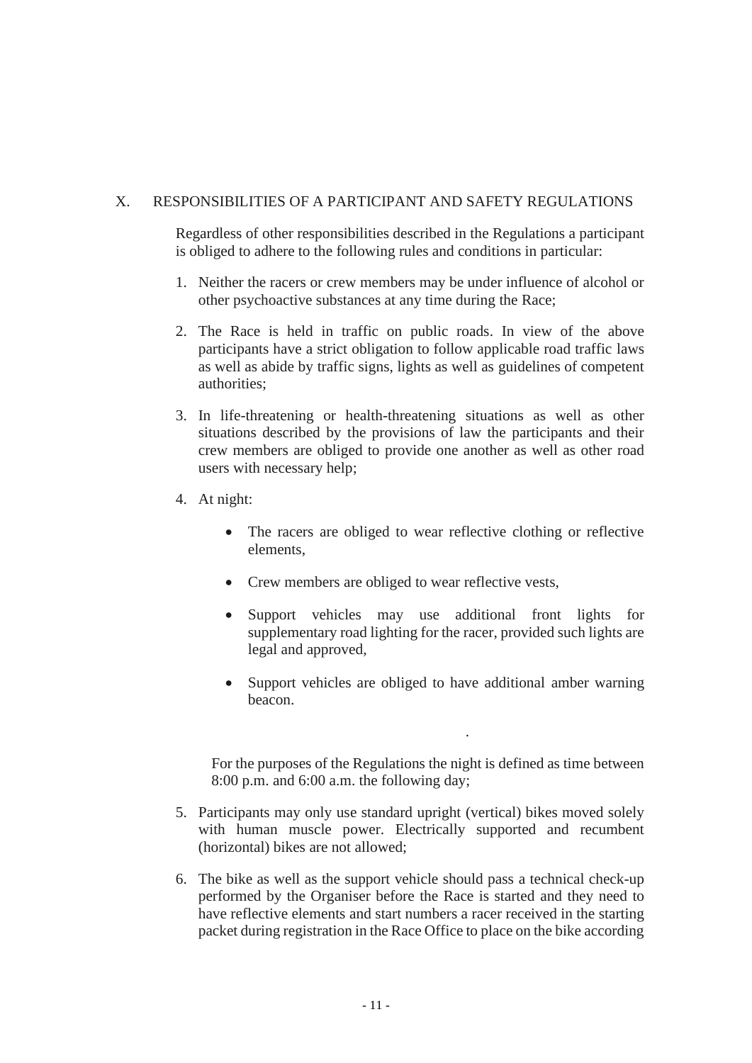## X. RESPONSIBILITIES OF A PARTICIPANT AND SAFETY REGULATIONS

Regardless of other responsibilities described in the Regulations a participant is obliged to adhere to the following rules and conditions in particular:

1. Neither the racers or crew members may be under influence of alcohol or other psychoactive substances at any time during the Race;

2. The Race is held in traffic on public roads. In view of the above participants have a strict obligation to follow applicable road traffic laws as well as abide by traffic signs, lights as well as guidelines of competent authorities;

3. In life-threatening or health-threatening situations as well as other situations described by the provisions of law the participants and their crew members are obliged to provide one another as well as other road users with necessary help;

4. At night:

   - The racers are obliged to wear reflective clothing or reflective elements,
   - Crew members are obliged to wear reflective vests,
   - Support vehicles may use additional front lights for supplementary road lighting for the racer, provided such lights are legal and approved,
   - Support vehicles are obliged to have additional amber warning beacon.

   .

   For the purposes of the Regulations the night is defined as time between 8:00 p.m. and 6:00 a.m. the following day;

5. Participants may only use standard upright (vertical) bikes moved solely with human muscle power. Electrically supported and recumbent (horizontal) bikes are not allowed;

6. The bike as well as the support vehicle should pass a technical check-up performed by the Organiser before the Race is started and they need to have reflective elements and start numbers a racer received in the starting packet during registration in the Race Office to place on the bike according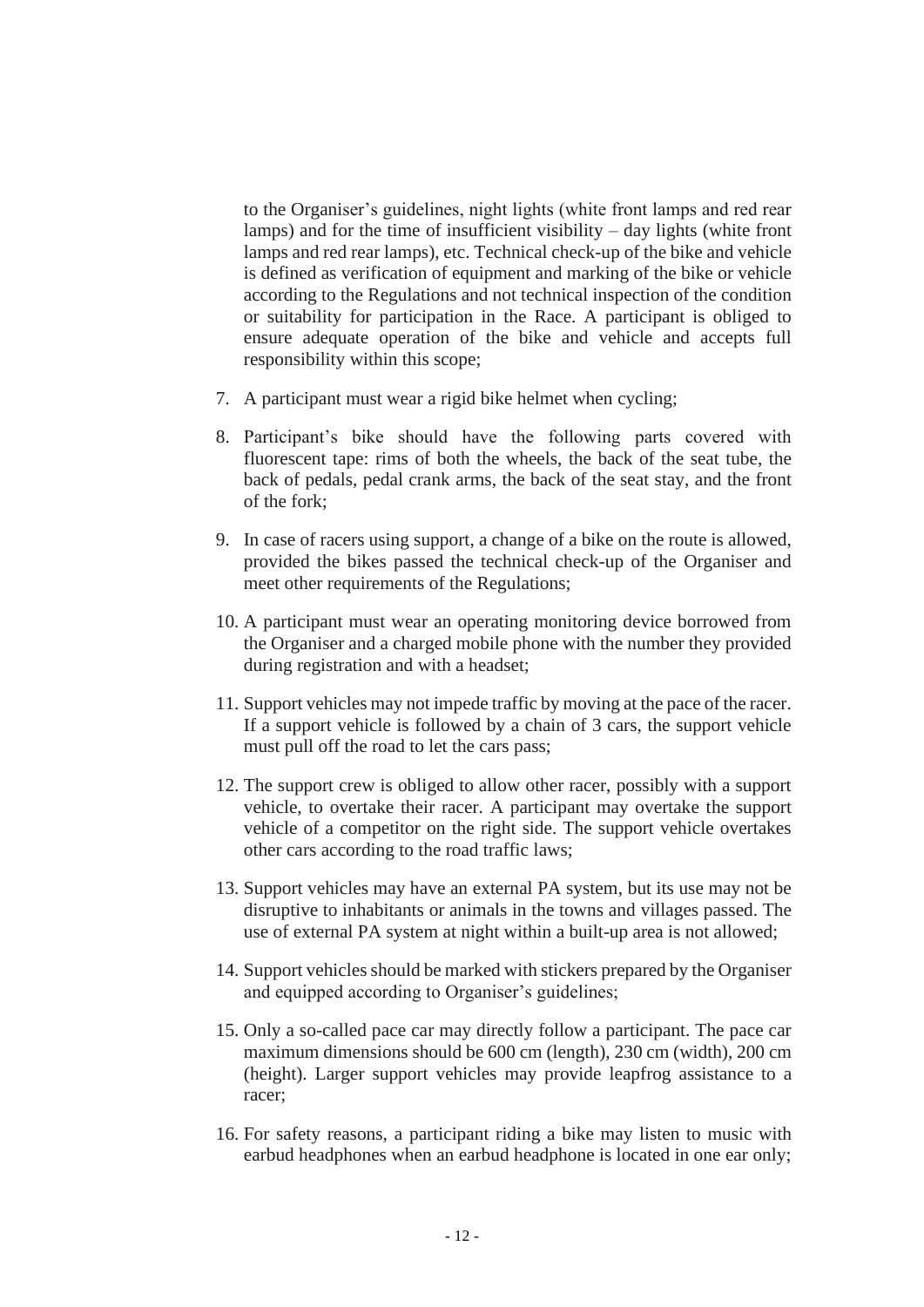to the Organiser's guidelines, night lights (white front lamps and red rear lamps) and for the time of insufficient visibility – day lights (white front lamps and red rear lamps), etc. Technical check-up of the bike and vehicle is defined as verification of equipment and marking of the bike or vehicle according to the Regulations and not technical inspection of the condition or suitability for participation in the Race. A participant is obliged to ensure adequate operation of the bike and vehicle and accepts full responsibility within this scope;

7. A participant must wear a rigid bike helmet when cycling;
8. Participant's bike should have the following parts covered with fluorescent tape: rims of both the wheels, the back of the seat tube, the back of pedals, pedal crank arms, the back of the seat stay, and the front of the fork;
9. In case of racers using support, a change of a bike on the route is allowed, provided the bikes passed the technical check-up of the Organiser and meet other requirements of the Regulations;
10. A participant must wear an operating monitoring device borrowed from the Organiser and a charged mobile phone with the number they provided during registration and with a headset;
11. Support vehicles may not impede traffic by moving at the pace of the racer. If a support vehicle is followed by a chain of 3 cars, the support vehicle must pull off the road to let the cars pass;
12. The support crew is obliged to allow other racer, possibly with a support vehicle, to overtake their racer. A participant may overtake the support vehicle of a competitor on the right side. The support vehicle overtakes other cars according to the road traffic laws;
13. Support vehicles may have an external PA system, but its use may not be disruptive to inhabitants or animals in the towns and villages passed. The use of external PA system at night within a built-up area is not allowed;
14. Support vehicles should be marked with stickers prepared by the Organiser and equipped according to Organiser's guidelines;
15. Only a so-called pace car may directly follow a participant. The pace car maximum dimensions should be 600 cm (length), 230 cm (width), 200 cm (height). Larger support vehicles may provide leapfrog assistance to a racer;
16. For safety reasons, a participant riding a bike may listen to music with earbud headphones when an earbud headphone is located in one ear only;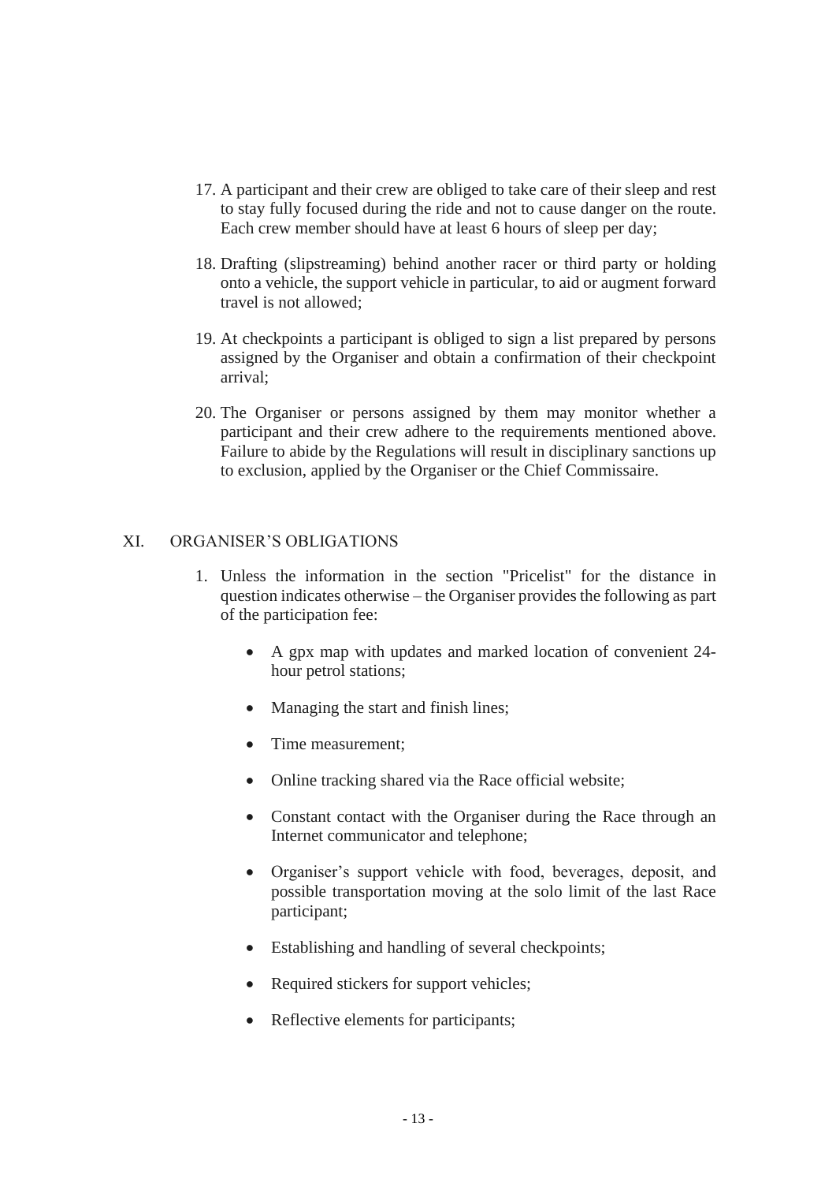17. A participant and their crew are obliged to take care of their sleep and rest to stay fully focused during the ride and not to cause danger on the route. Each crew member should have at least 6 hours of sleep per day;

18. Drafting (slipstreaming) behind another racer or third party or holding onto a vehicle, the support vehicle in particular, to aid or augment forward travel is not allowed;

19. At checkpoints a participant is obliged to sign a list prepared by persons assigned by the Organiser and obtain a confirmation of their checkpoint arrival;

20. The Organiser or persons assigned by them may monitor whether a participant and their crew adhere to the requirements mentioned above. Failure to abide by the Regulations will result in disciplinary sanctions up to exclusion, applied by the Organiser or the Chief Commissaire.

## XI. ORGANISER'S OBLIGATIONS

1. Unless the information in the section "Pricelist" for the distance in question indicates otherwise – the Organiser provides the following as part of the participation fee:

   - A gpx map with updates and marked location of convenient 24-hour petrol stations;
   - Managing the start and finish lines;
   - Time measurement;
   - Online tracking shared via the Race official website;
   - Constant contact with the Organiser during the Race through an Internet communicator and telephone;
   - Organiser's support vehicle with food, beverages, deposit, and possible transportation moving at the solo limit of the last Race participant;
   - Establishing and handling of several checkpoints;
   - Required stickers for support vehicles;
   - Reflective elements for participants;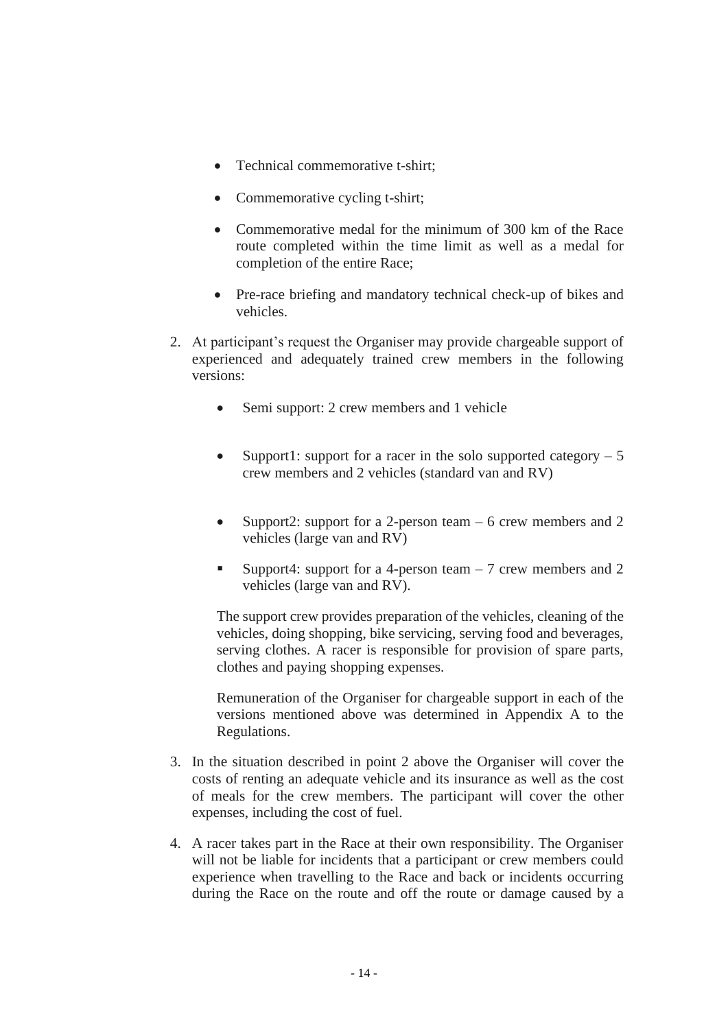- Technical commemorative t-shirt;
- Commemorative cycling t-shirt;
- Commemorative medal for the minimum of 300 km of the Race route completed within the time limit as well as a medal for completion of the entire Race;
- Pre-race briefing and mandatory technical check-up of bikes and vehicles.

2. At participant's request the Organiser may provide chargeable support of experienced and adequately trained crew members in the following versions:

    - Semi support: 2 crew members and 1 vehicle
    - Support1: support for a racer in the solo supported category – 5 crew members and 2 vehicles (standard van and RV)
    - Support2: support for a 2-person team – 6 crew members and 2 vehicles (large van and RV)
    - Support4: support for a 4-person team – 7 crew members and 2 vehicles (large van and RV).

    The support crew provides preparation of the vehicles, cleaning of the vehicles, doing shopping, bike servicing, serving food and beverages, serving clothes. A racer is responsible for provision of spare parts, clothes and paying shopping expenses.

    Remuneration of the Organiser for chargeable support in each of the versions mentioned above was determined in Appendix A to the Regulations.

3. In the situation described in point 2 above the Organiser will cover the costs of renting an adequate vehicle and its insurance as well as the cost of meals for the crew members. The participant will cover the other expenses, including the cost of fuel.

4. A racer takes part in the Race at their own responsibility. The Organiser will not be liable for incidents that a participant or crew members could experience when travelling to the Race and back or incidents occurring during the Race on the route and off the route or damage caused by a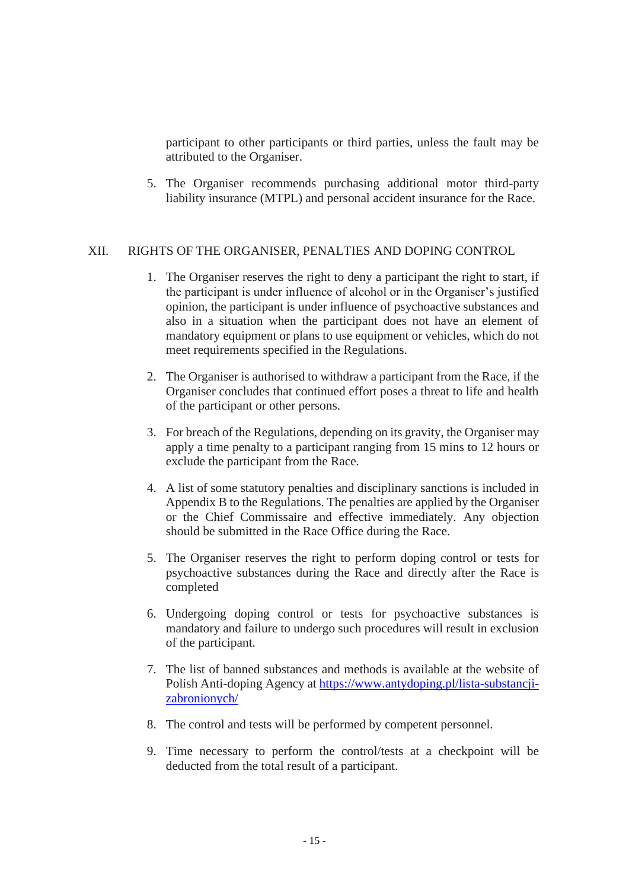participant to other participants or third parties, unless the fault may be attributed to the Organiser.

5. The Organiser recommends purchasing additional motor third-party liability insurance (MTPL) and personal accident insurance for the Race.

## XII. RIGHTS OF THE ORGANISER, PENALTIES AND DOPING CONTROL

1. The Organiser reserves the right to deny a participant the right to start, if the participant is under influence of alcohol or in the Organiser's justified opinion, the participant is under influence of psychoactive substances and also in a situation when the participant does not have an element of mandatory equipment or plans to use equipment or vehicles, which do not meet requirements specified in the Regulations.

2. The Organiser is authorised to withdraw a participant from the Race, if the Organiser concludes that continued effort poses a threat to life and health of the participant or other persons.

3. For breach of the Regulations, depending on its gravity, the Organiser may apply a time penalty to a participant ranging from 15 mins to 12 hours or exclude the participant from the Race.

4. A list of some statutory penalties and disciplinary sanctions is included in Appendix B to the Regulations. The penalties are applied by the Organiser or the Chief Commissaire and effective immediately. Any objection should be submitted in the Race Office during the Race.

5. The Organiser reserves the right to perform doping control or tests for psychoactive substances during the Race and directly after the Race is completed

6. Undergoing doping control or tests for psychoactive substances is mandatory and failure to undergo such procedures will result in exclusion of the participant.

7. The list of banned substances and methods is available at the website of Polish Anti-doping Agency at [https://www.antydoping.pl/lista-substancji-zabronionych/](https://www.antydoping.pl/lista-substancji-zabronionych/)

8. The control and tests will be performed by competent personnel.

9. Time necessary to perform the control/tests at a checkpoint will be deducted from the total result of a participant.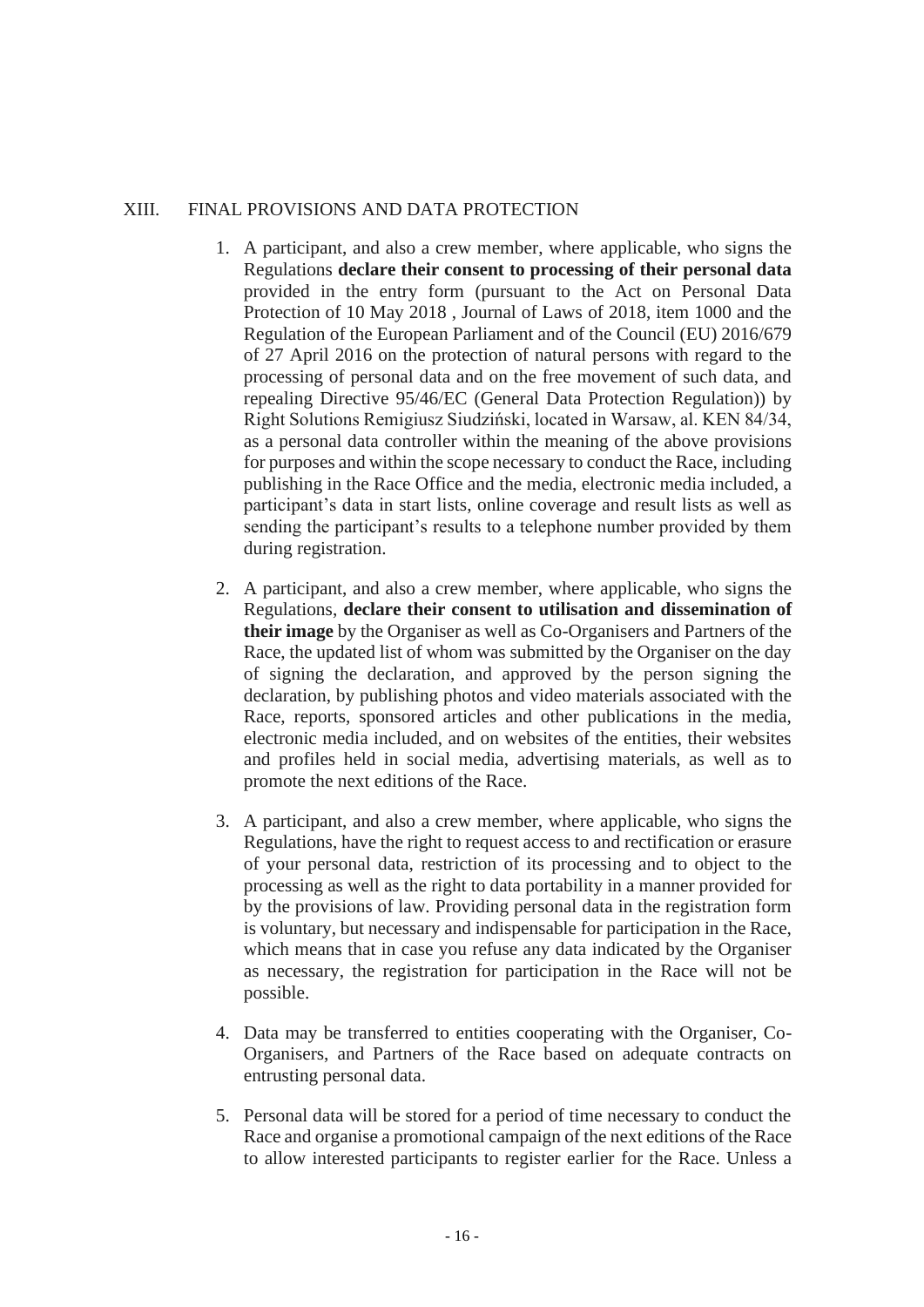## XIII. FINAL PROVISIONS AND DATA PROTECTION

1. A participant, and also a crew member, where applicable, who signs the Regulations **declare their consent to processing of their personal data** provided in the entry form (pursuant to the Act on Personal Data Protection of 10 May 2018 , Journal of Laws of 2018, item 1000 and the Regulation of the European Parliament and of the Council (EU) 2016/679 of 27 April 2016 on the protection of natural persons with regard to the processing of personal data and on the free movement of such data, and repealing Directive 95/46/EC (General Data Protection Regulation)) by Right Solutions Remigiusz Siudziński, located in Warsaw, al. KEN 84/34, as a personal data controller within the meaning of the above provisions for purposes and within the scope necessary to conduct the Race, including publishing in the Race Office and the media, electronic media included, a participant's data in start lists, online coverage and result lists as well as sending the participant's results to a telephone number provided by them during registration.

2. A participant, and also a crew member, where applicable, who signs the Regulations, **declare their consent to utilisation and dissemination of their image** by the Organiser as well as Co-Organisers and Partners of the Race, the updated list of whom was submitted by the Organiser on the day of signing the declaration, and approved by the person signing the declaration, by publishing photos and video materials associated with the Race, reports, sponsored articles and other publications in the media, electronic media included, and on websites of the entities, their websites and profiles held in social media, advertising materials, as well as to promote the next editions of the Race.

3. A participant, and also a crew member, where applicable, who signs the Regulations, have the right to request access to and rectification or erasure of your personal data, restriction of its processing and to object to the processing as well as the right to data portability in a manner provided for by the provisions of law. Providing personal data in the registration form is voluntary, but necessary and indispensable for participation in the Race, which means that in case you refuse any data indicated by the Organiser as necessary, the registration for participation in the Race will not be possible.

4. Data may be transferred to entities cooperating with the Organiser, Co-Organisers, and Partners of the Race based on adequate contracts on entrusting personal data.

5. Personal data will be stored for a period of time necessary to conduct the Race and organise a promotional campaign of the next editions of the Race to allow interested participants to register earlier for the Race. Unless a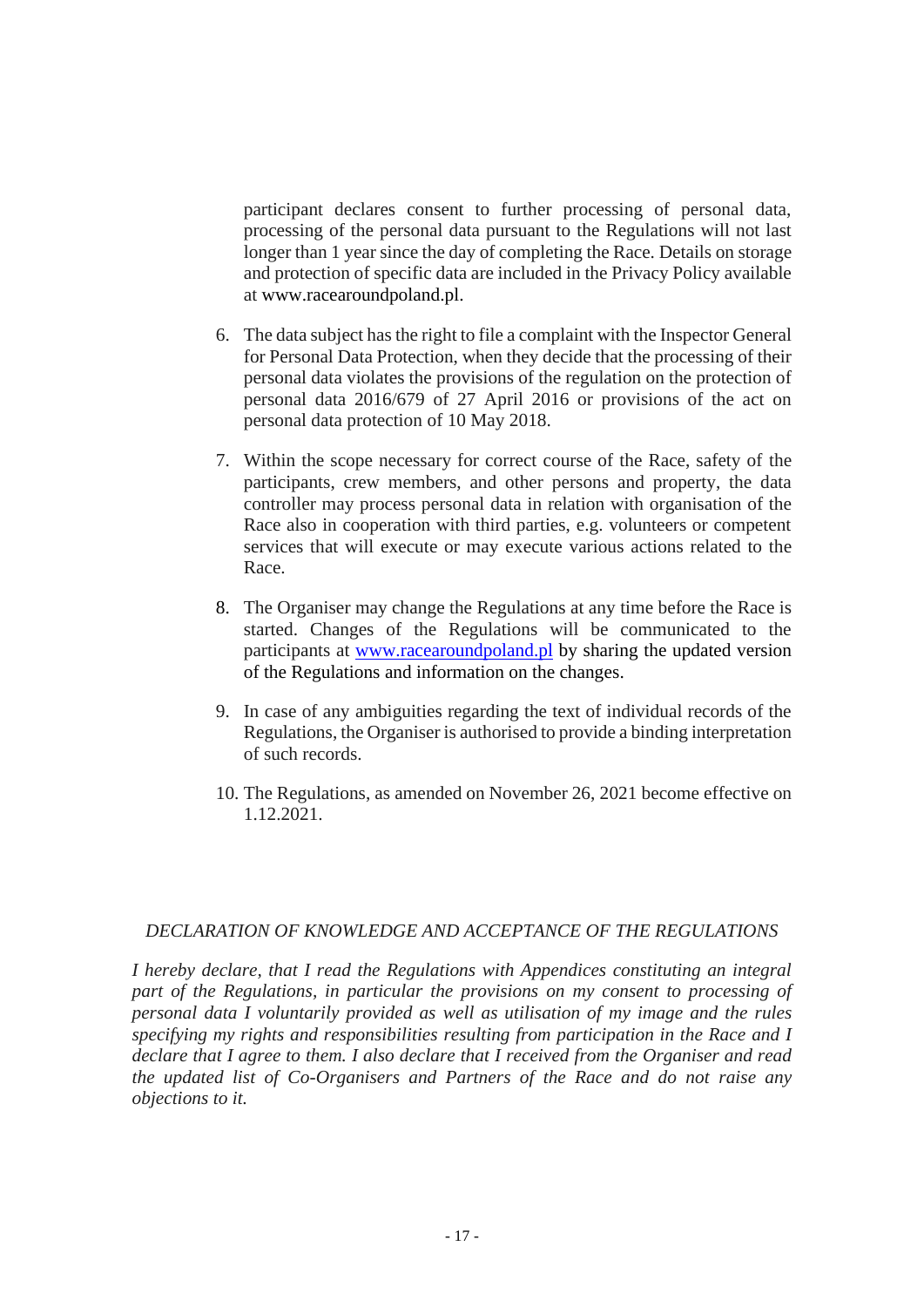participant declares consent to further processing of personal data, processing of the personal data pursuant to the Regulations will not last longer than 1 year since the day of completing the Race. Details on storage and protection of specific data are included in the Privacy Policy available at www.racearoundpoland.pl.

6. The data subject has the right to file a complaint with the Inspector General for Personal Data Protection, when they decide that the processing of their personal data violates the provisions of the regulation on the protection of personal data 2016/679 of 27 April 2016 or provisions of the act on personal data protection of 10 May 2018.

7. Within the scope necessary for correct course of the Race, safety of the participants, crew members, and other persons and property, the data controller may process personal data in relation with organisation of the Race also in cooperation with third parties, e.g. volunteers or competent services that will execute or may execute various actions related to the Race.

8. The Organiser may change the Regulations at any time before the Race is started. Changes of the Regulations will be communicated to the participants at [www.racearoundpoland.pl](http://www.racearoundpoland.pl) by sharing the updated version of the Regulations and information on the changes.

9. In case of any ambiguities regarding the text of individual records of the Regulations, the Organiser is authorised to provide a binding interpretation of such records.

10. The Regulations, as amended on November 26, 2021 become effective on 1.12.2021.

*DECLARATION OF KNOWLEDGE AND ACCEPTANCE OF THE REGULATIONS*

*I hereby declare, that I read the Regulations with Appendices constituting an integral part of the Regulations, in particular the provisions on my consent to processing of personal data I voluntarily provided as well as utilisation of my image and the rules specifying my rights and responsibilities resulting from participation in the Race and I declare that I agree to them. I also declare that I received from the Organiser and read the updated list of Co-Organisers and Partners of the Race and do not raise any objections to it.*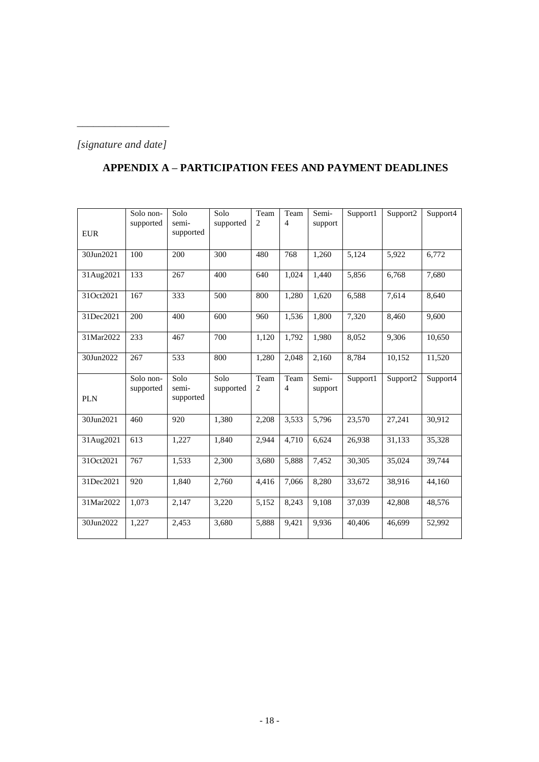\_\_\_\_\_\_\_\_\_\_\_\_\_\_\_\_\_\_

*[signature and date]*

## APPENDIX A – PARTICIPATION FEES AND PAYMENT DEADLINES

| EUR | Solo non-supported | Solo semi-supported | Solo supported | Team 2 | Team 4 | Semi-support | Support1 | Support2 | Support4 |
|---|---|---|---|---|---|---|---|---|---|
| 30Jun2021 | 100 | 200 | 300 | 480 | 768 | 1,260 | 5,124 | 5,922 | 6,772 |
| 31Aug2021 | 133 | 267 | 400 | 640 | 1,024 | 1,440 | 5,856 | 6,768 | 7,680 |
| 31Oct2021 | 167 | 333 | 500 | 800 | 1,280 | 1,620 | 6,588 | 7,614 | 8,640 |
| 31Dec2021 | 200 | 400 | 600 | 960 | 1,536 | 1,800 | 7,320 | 8,460 | 9,600 |
| 31Mar2022 | 233 | 467 | 700 | 1,120 | 1,792 | 1,980 | 8,052 | 9,306 | 10,650 |
| 30Jun2022 | 267 | 533 | 800 | 1,280 | 2,048 | 2,160 | 8,784 | 10,152 | 11,520 |
| **PLN** | **Solo non-supported** | **Solo semi-supported** | **Solo supported** | **Team 2** | **Team 4** | **Semi-support** | **Support1** | **Support2** | **Support4** |
| 30Jun2021 | 460 | 920 | 1,380 | 2,208 | 3,533 | 5,796 | 23,570 | 27,241 | 30,912 |
| 31Aug2021 | 613 | 1,227 | 1,840 | 2,944 | 4,710 | 6,624 | 26,938 | 31,133 | 35,328 |
| 31Oct2021 | 767 | 1,533 | 2,300 | 3,680 | 5,888 | 7,452 | 30,305 | 35,024 | 39,744 |
| 31Dec2021 | 920 | 1,840 | 2,760 | 4,416 | 7,066 | 8,280 | 33,672 | 38,916 | 44,160 |
| 31Mar2022 | 1,073 | 2,147 | 3,220 | 5,152 | 8,243 | 9,108 | 37,039 | 42,808 | 48,576 |
| 30Jun2022 | 1,227 | 2,453 | 3,680 | 5,888 | 9,421 | 9,936 | 40,406 | 46,699 | 52,992 |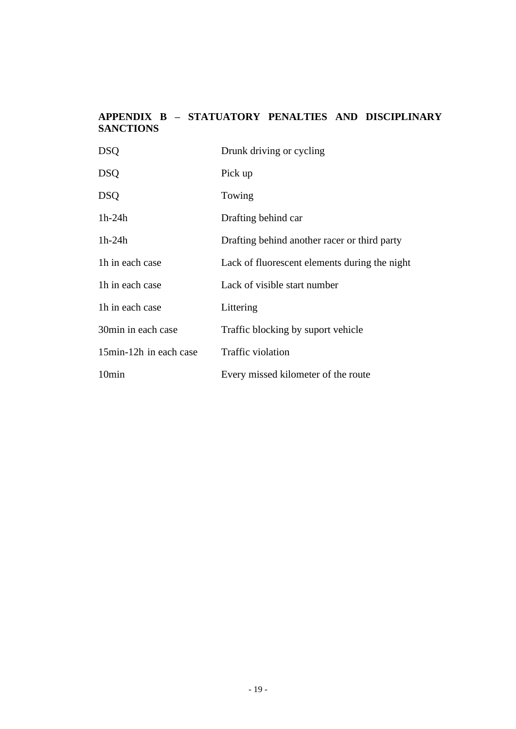## APPENDIX B – STATUATORY PENALTIES AND DISCIPLINARY SANCTIONS

| | |
|---|---|
| DSQ | Drunk driving or cycling |
| DSQ | Pick up |
| DSQ | Towing |
| 1h-24h | Drafting behind car |
| 1h-24h | Drafting behind another racer or third party |
| 1h in each case | Lack of fluorescent elements during the night |
| 1h in each case | Lack of visible start number |
| 1h in each case | Littering |
| 30min in each case | Traffic blocking by suport vehicle |
| 15min-12h in each case | Traffic violation |
| 10min | Every missed kilometer of the route |